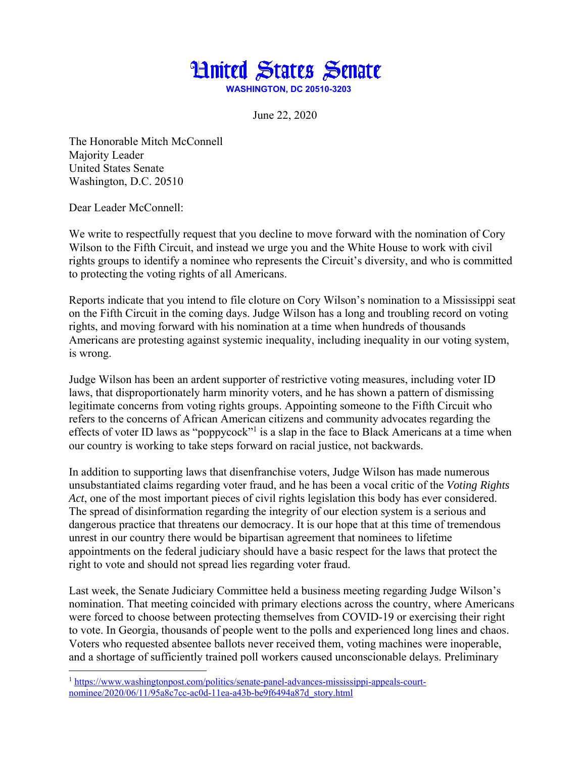# United States Senate

**WASHINGTON, DC 20510-3203**

June 22, 2020

The Honorable Mitch McConnell
Majority Leader
United States Senate
Washington, D.C. 20510

Dear Leader McConnell:

We write to respectfully request that you decline to move forward with the nomination of Cory Wilson to the Fifth Circuit, and instead we urge you and the White House to work with civil rights groups to identify a nominee who represents the Circuit's diversity, and who is committed to protecting the voting rights of all Americans.

Reports indicate that you intend to file cloture on Cory Wilson's nomination to a Mississippi seat on the Fifth Circuit in the coming days. Judge Wilson has a long and troubling record on voting rights, and moving forward with his nomination at a time when hundreds of thousands Americans are protesting against systemic inequality, including inequality in our voting system, is wrong.

Judge Wilson has been an ardent supporter of restrictive voting measures, including voter ID laws, that disproportionately harm minority voters, and he has shown a pattern of dismissing legitimate concerns from voting rights groups. Appointing someone to the Fifth Circuit who refers to the concerns of African American citizens and community advocates regarding the effects of voter ID laws as "poppycock"[1] is a slap in the face to Black Americans at a time when our country is working to take steps forward on racial justice, not backwards.

In addition to supporting laws that disenfranchise voters, Judge Wilson has made numerous unsubstantiated claims regarding voter fraud, and he has been a vocal critic of the *Voting Rights Act*, one of the most important pieces of civil rights legislation this body has ever considered. The spread of disinformation regarding the integrity of our election system is a serious and dangerous practice that threatens our democracy. It is our hope that at this time of tremendous unrest in our country there would be bipartisan agreement that nominees to lifetime appointments on the federal judiciary should have a basic respect for the laws that protect the right to vote and should not spread lies regarding voter fraud.

Last week, the Senate Judiciary Committee held a business meeting regarding Judge Wilson's nomination. That meeting coincided with primary elections across the country, where Americans were forced to choose between protecting themselves from COVID-19 or exercising their right to vote. In Georgia, thousands of people went to the polls and experienced long lines and chaos. Voters who requested absentee ballots never received them, voting machines were inoperable, and a shortage of sufficiently trained poll workers caused unconscionable delays. Preliminary

---

[1] https://www.washingtonpost.com/politics/senate-panel-advances-mississippi-appeals-court-nominee/2020/06/11/95a8c7cc-ac0d-11ea-a43b-be9f6494a87d_story.html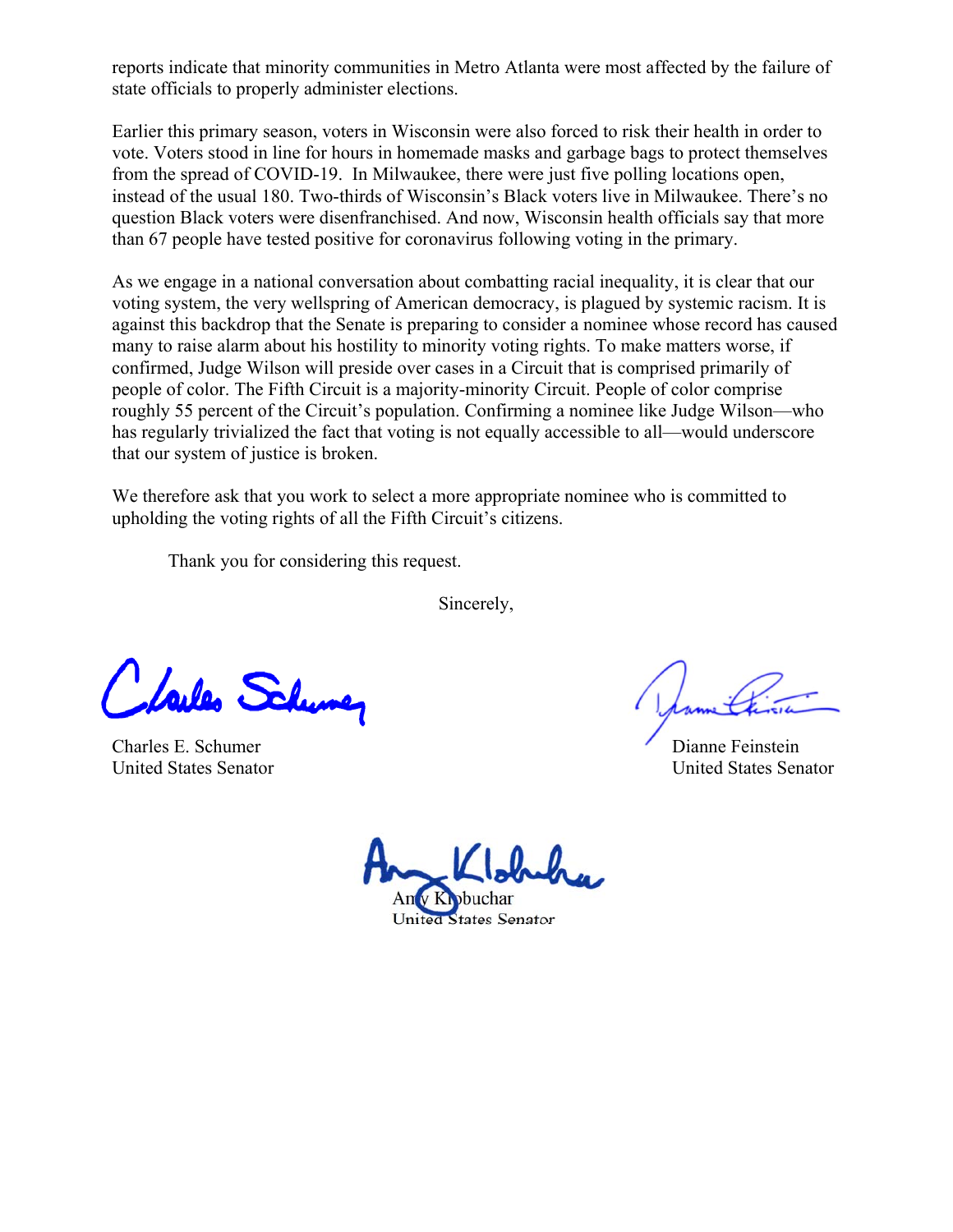reports indicate that minority communities in Metro Atlanta were most affected by the failure of state officials to properly administer elections.

Earlier this primary season, voters in Wisconsin were also forced to risk their health in order to vote. Voters stood in line for hours in homemade masks and garbage bags to protect themselves from the spread of COVID-19. In Milwaukee, there were just five polling locations open, instead of the usual 180. Two-thirds of Wisconsin's Black voters live in Milwaukee. There's no question Black voters were disenfranchised. And now, Wisconsin health officials say that more than 67 people have tested positive for coronavirus following voting in the primary.

As we engage in a national conversation about combatting racial inequality, it is clear that our voting system, the very wellspring of American democracy, is plagued by systemic racism. It is against this backdrop that the Senate is preparing to consider a nominee whose record has caused many to raise alarm about his hostility to minority voting rights. To make matters worse, if confirmed, Judge Wilson will preside over cases in a Circuit that is comprised primarily of people of color. The Fifth Circuit is a majority-minority Circuit. People of color comprise roughly 55 percent of the Circuit's population. Confirming a nominee like Judge Wilson—who has regularly trivialized the fact that voting is not equally accessible to all—would underscore that our system of justice is broken.

We therefore ask that you work to select a more appropriate nominee who is committed to upholding the voting rights of all the Fifth Circuit's citizens.

Thank you for considering this request.

Sincerely,

Charles E. Schumer
United States Senator

Dianne Feinstein
United States Senator

Amy Klobuchar
United States Senator